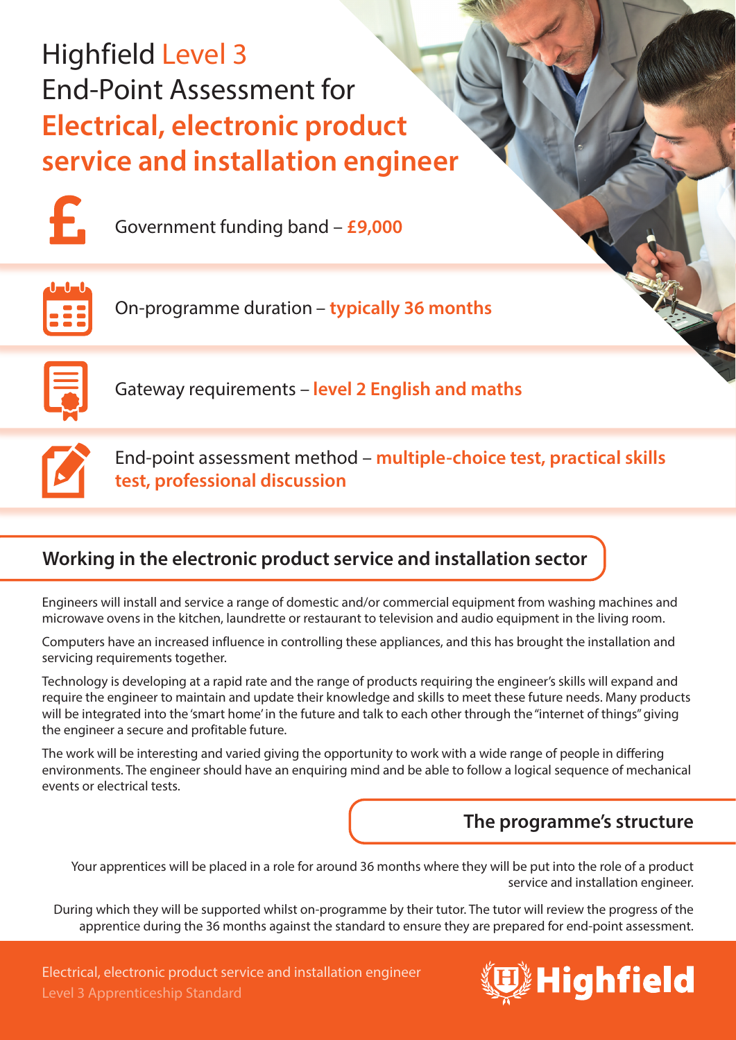# Highfield Level 3 End-Point Assessment for **Electrical, electronic product service and installation engineer**

Government funding band – **£9,000**

On-programme duration – **typically 36 months**

Gateway requirements – **level 2 English and maths**

End-point assessment method – **multiple-choice test, practical skills test, professional discussion**

## Working in the electronic product service and installation sector

Engineers will install and service a range of domestic and/or commercial equipment from washing machines and microwave ovens in the kitchen, laundrette or restaurant to television and audio equipment in the living room.

Computers have an increased influence in controlling these appliances, and this has brought the installation and servicing requirements together.

Technology is developing at a rapid rate and the range of products requiring the engineer's skills will expand and require the engineer to maintain and update their knowledge and skills to meet these future needs. Many products will be integrated into the 'smart home' in the future and talk to each other through the "internet of things" giving the engineer a secure and profitable future.

The work will be interesting and varied giving the opportunity to work with a wide range of people in differing environments. The engineer should have an enquiring mind and be able to follow a logical sequence of mechanical events or electrical tests.

## The programme's structure

Your apprentices will be placed in a role for around 36 months where they will be put into the role of a product service and installation engineer.

During which they will be supported whilst on-programme by their tutor. The tutor will review the progress of the apprentice during the 36 months against the standard to ensure they are prepared for end-point assessment.

Electrical, electronic product service and installation engineer
Level 3 Apprenticeship Standard

Highfield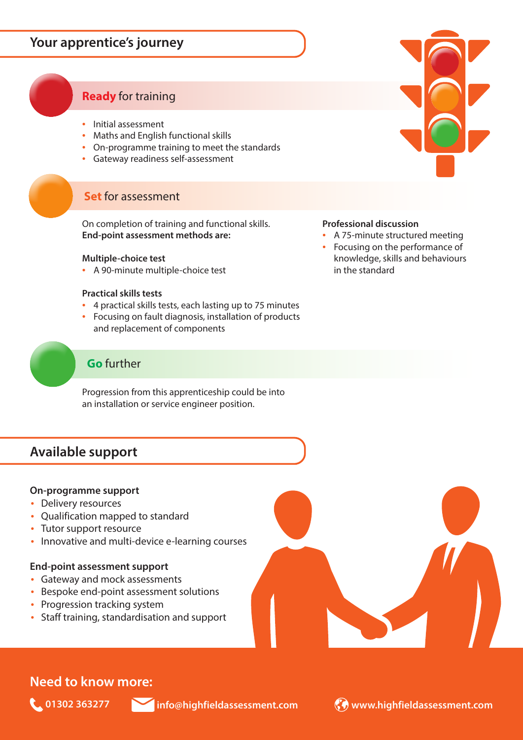## Your apprentice's journey

### **Ready** for training

- Initial assessment
- Maths and English functional skills
- On-programme training to meet the standards
- Gateway readiness self-assessment

### **Set** for assessment

On completion of training and functional skills.
**End-point assessment methods are:**

**Multiple-choice test**

- A 90-minute multiple-choice test

**Practical skills tests**

- 4 practical skills tests, each lasting up to 75 minutes
- Focusing on fault diagnosis, installation of products and replacement of components

**Professional discussion**

- A 75-minute structured meeting
- Focusing on the performance of knowledge, skills and behaviours in the standard

### **Go** further

Progression from this apprenticeship could be into an installation or service engineer position.

## Available support

**On-programme support**

- Delivery resources
- Qualification mapped to standard
- Tutor support resource
- Innovative and multi-device e-learning courses

**End-point assessment support**

- Gateway and mock assessments
- Bespoke end-point assessment solutions
- Progression tracking system
- Staff training, standardisation and support

## Need to know more:

01302 363277 | info@highfieldassessment.com | www.highfieldassessment.com